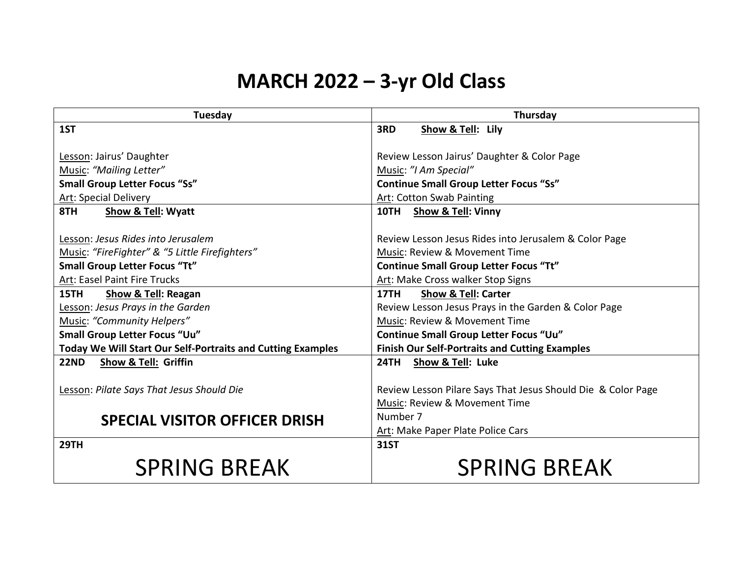# MARCH 2022 – 3-yr Old Class

| Tuesday | Thursday |
|---|---|
| **1ST**<br><br>Lesson: Jairus' Daughter<br>Music: *"Mailing Letter"*<br>**Small Group Letter Focus "Ss"**<br>Art: Special Delivery | **3RD** **Show & Tell: Lily**<br><br>Review Lesson Jairus' Daughter & Color Page<br>Music: *"I Am Special"*<br>**Continue Small Group Letter Focus "Ss"**<br>Art: Cotton Swab Painting |
| **8TH** **Show & Tell: Wyatt**<br><br>Lesson: *Jesus Rides into Jerusalem*<br>Music: *"FireFighter" & "5 Little Firefighters"*<br>**Small Group Letter Focus "Tt"**<br>Art: Easel Paint Fire Trucks | **10TH** **Show & Tell: Vinny**<br><br>Review Lesson Jesus Rides into Jerusalem & Color Page<br>Music: Review & Movement Time<br>**Continue Small Group Letter Focus "Tt"**<br>Art: Make Cross walker Stop Signs |
| **15TH** **Show & Tell: Reagan**<br>Lesson: *Jesus Prays in the Garden*<br>Music: *"Community Helpers"*<br>**Small Group Letter Focus "Uu"**<br>**Today We Will Start Our Self-Portraits and Cutting Examples** | **17TH** **Show & Tell: Carter**<br>Review Lesson Jesus Prays in the Garden & Color Page<br>Music: Review & Movement Time<br>**Continue Small Group Letter Focus "Uu"**<br>**Finish Our Self-Portraits and Cutting Examples** |
| **22ND** **Show & Tell: Griffin**<br><br>Lesson: *Pilate Says That Jesus Should Die*<br><br>**SPECIAL VISITOR OFFICER DRISH** | **24TH** **Show & Tell: Luke**<br><br>Review Lesson Pilare Says That Jesus Should Die & Color Page<br>Music: Review & Movement Time<br>Number 7<br>Art: Make Paper Plate Police Cars |
| **29TH**<br>SPRING BREAK | **31ST**<br>SPRING BREAK |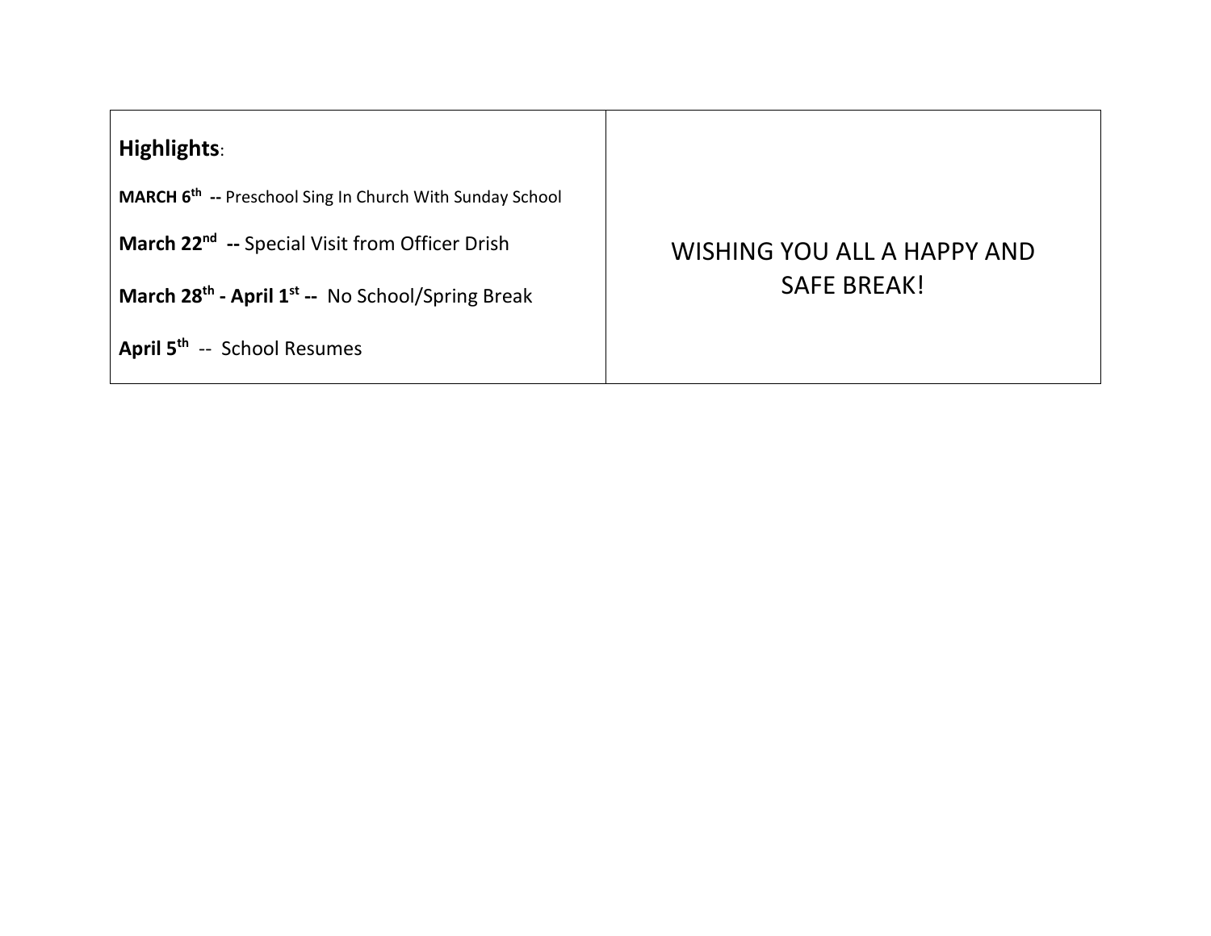| | |
|---|---|
| **Highlights**:<br><br>**MARCH 6th --** Preschool Sing In Church With Sunday School<br><br>**March 22nd --** Special Visit from Officer Drish<br><br>**March 28th - April 1st --** No School/Spring Break<br><br>**April 5th** -- School Resumes | WISHING YOU ALL A HAPPY AND SAFE BREAK! |